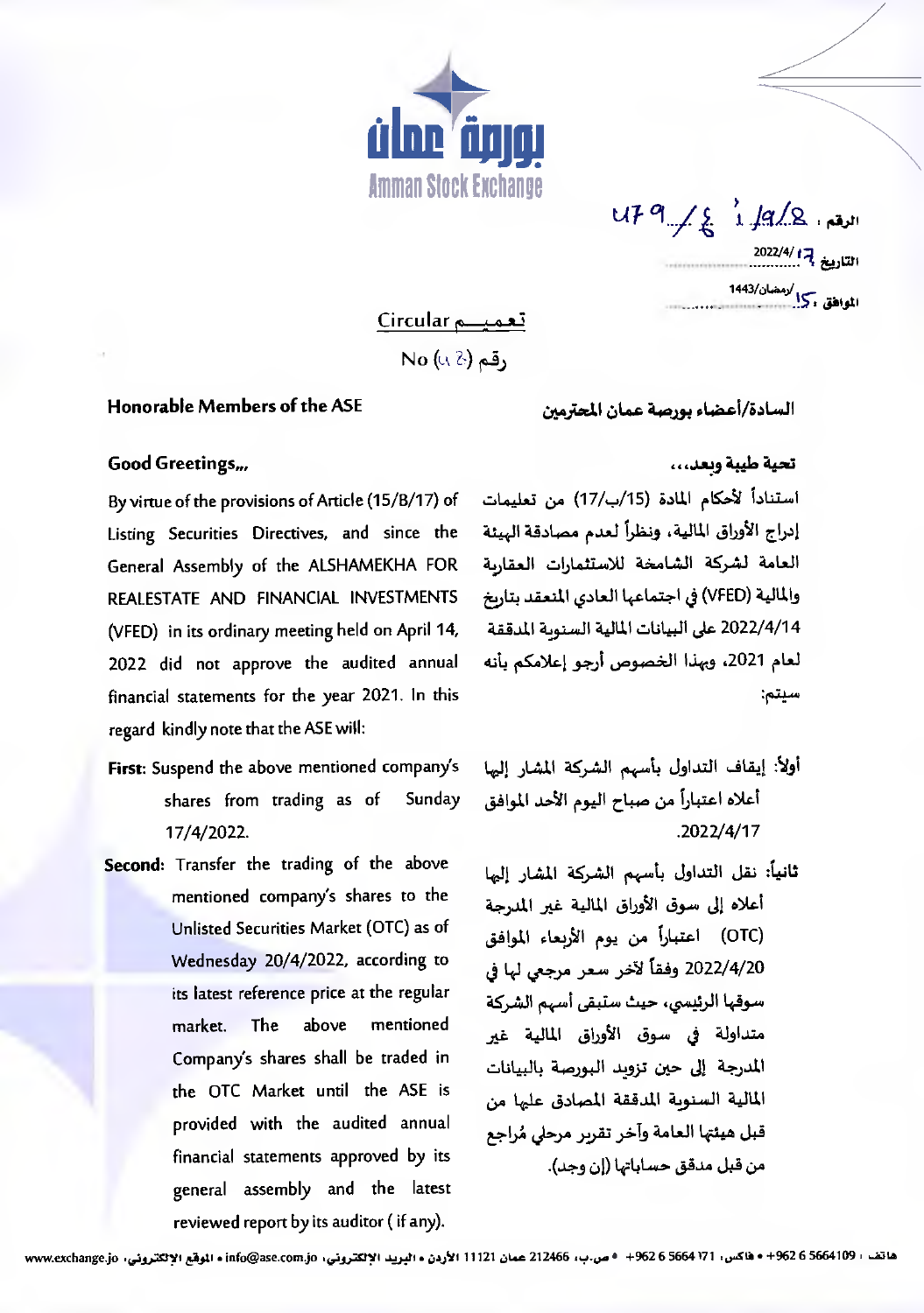بورصة عمان
Amman Stock Exchange

الرقم: 479/٤/١/9/8

التاريخ: 2022/4/17

الموافق: 15/رمضان/1443

## تعميم Circular

رقم (٤٢) No

**Honorable Members of the ASE**

**Good Greetings,,,**

By virtue of the provisions of Article (15/B/17) of Listing Securities Directives, and since the General Assembly of the ALSHAMEKHA FOR REALESTATE AND FINANCIAL INVESTMENTS (VFED) in its ordinary meeting held on April 14, 2022 did not approve the audited annual financial statements for the year 2021. In this regard kindly note that the ASE will:

**First:** Suspend the above mentioned company's shares from trading as of Sunday 17/4/2022.

**Second:** Transfer the trading of the above mentioned company's shares to the Unlisted Securities Market (OTC) as of Wednesday 20/4/2022, according to its latest reference price at the regular market. The above mentioned Company's shares shall be traded in the OTC Market until the ASE is provided with the audited annual financial statements approved by its general assembly and the latest reviewed report by its auditor ( if any).

**السادة/أعضاء بورصة عمان المحترمين**

**تحية طيبة وبعد،،،**

استناداً لأحكام المادة (15/ب/17) من تعليمات إدراج الأوراق المالية، ونظراً لعدم مصادقة الهيئة العامة لشركة الشامخة للاستثمارات العقارية والمالية (VFED) في اجتماعها العادي المنعقد بتاريخ 2022/4/14 على البيانات المالية السنوية المدققة لعام 2021، وبهذا الخصوص أرجو إعلامكم بأنه سيتم:

**أولاً:** إيقاف التداول بأسهم الشركة المشار إليها أعلاه اعتباراً من صباح اليوم الأحد الموافق 2022/4/17.

**ثانياً:** نقل التداول بأسهم الشركة المشار إليها أعلاه إلى سوق الأوراق المالية غير المدرجة (OTC) اعتباراً من يوم الأربعاء الموافق 2022/4/20 وفقاً لآخر سعر مرجعي لها في سوقها الرئيسي، حيث ستبقى أسهم الشركة متداولة في سوق الأوراق المالية غير المدرجة إلى حين تزويد البورصة بالبيانات المالية السنوية المدققة المصادق عليها من قبل هيئتها العامة وآخر تقرير مرحلي مُراجع من قبل مدقق حساباتها (إن وجد).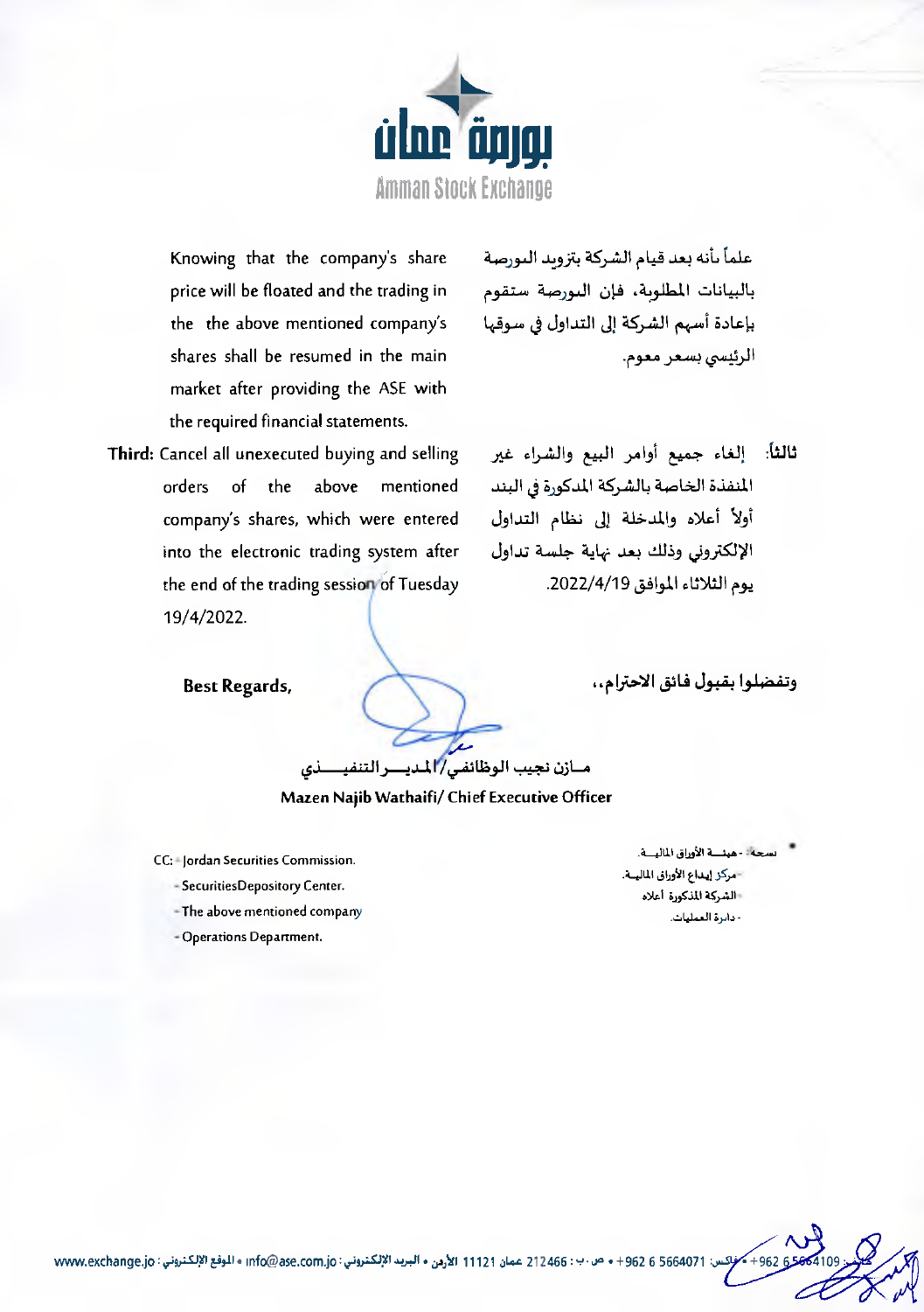بورصة عمان
Amman Stock Exchange

Knowing that the company's share price will be floated and the trading in the the above mentioned company's shares shall be resumed in the main market after providing the ASE with the required financial statements.

علماً بأنه بعد قيام الشركة بتزويد البورصة بالبيانات المطلوبة، فإن البورصة ستقوم بإعادة أسهم الشركة إلى التداول في سوقها الرئيسي بسعر معوم.

**Third:** Cancel all unexecuted buying and selling orders of the above mentioned company's shares, which were entered into the electronic trading system after the end of the trading session of Tuesday 19/4/2022.

**ثالثاً:** إلغاء جميع أوامر البيع والشراء غير المنفذة الخاصة بالشركة المذكورة في البند أولاً أعلاه والمدخلة إلى نظام التداول الإلكتروني وذلك بعد نهاية جلسة تداول يوم الثلاثاء الموافق 2022/4/19.

**Best Regards,**

وتفضلوا بقبول فائق الاحترام،،

مـازن نجيب الوظائفي/ المديـر التنفيـذي
**Mazen Najib Wathaifi/ Chief Executive Officer**

CC: - Jordan Securities Commission.
- SecuritiesDepository Center.
- The above mentioned company
- Operations Department.

نسخة: - هيئة الأوراق المالية.
- مركز إيداع الأوراق المالية.
- الشركة المذكورة أعلاه
- دائرة العمليات.

هاتف: 6 5664109 962+ • فاكس: 6 5664071 962+ • ص.ب: 212466 عمان 11121 الأردن • البريد الإلكتروني: info@ase.com.jo • الموقع الإلكتروني: www.exchange.jo